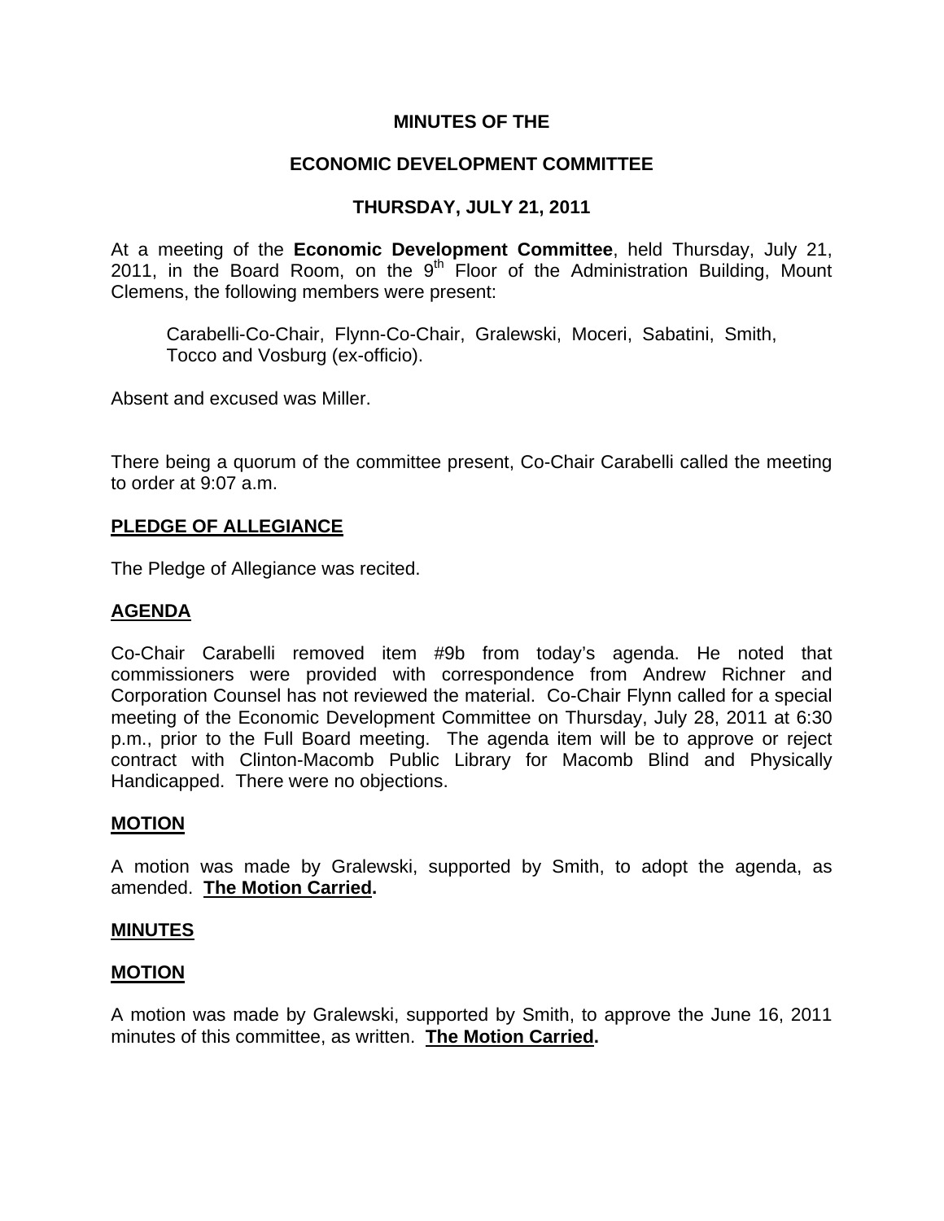**MINUTES OF THE**

**ECONOMIC DEVELOPMENT COMMITTEE**

**THURSDAY, JULY 21, 2011**

At a meeting of the **Economic Development Committee**, held Thursday, July 21, 2011, in the Board Room, on the 9th Floor of the Administration Building, Mount Clemens, the following members were present:

> Carabelli-Co-Chair, Flynn-Co-Chair, Gralewski, Moceri, Sabatini, Smith, Tocco and Vosburg (ex-officio).

Absent and excused was Miller.

There being a quorum of the committee present, Co-Chair Carabelli called the meeting to order at 9:07 a.m.

## PLEDGE OF ALLEGIANCE

The Pledge of Allegiance was recited.

## AGENDA

Co-Chair Carabelli removed item #9b from today's agenda. He noted that commissioners were provided with correspondence from Andrew Richner and Corporation Counsel has not reviewed the material. Co-Chair Flynn called for a special meeting of the Economic Development Committee on Thursday, July 28, 2011 at 6:30 p.m., prior to the Full Board meeting. The agenda item will be to approve or reject contract with Clinton-Macomb Public Library for Macomb Blind and Physically Handicapped. There were no objections.

## MOTION

A motion was made by Gralewski, supported by Smith, to adopt the agenda, as amended. **The Motion Carried.**

## MINUTES

## MOTION

A motion was made by Gralewski, supported by Smith, to approve the June 16, 2011 minutes of this committee, as written. **The Motion Carried.**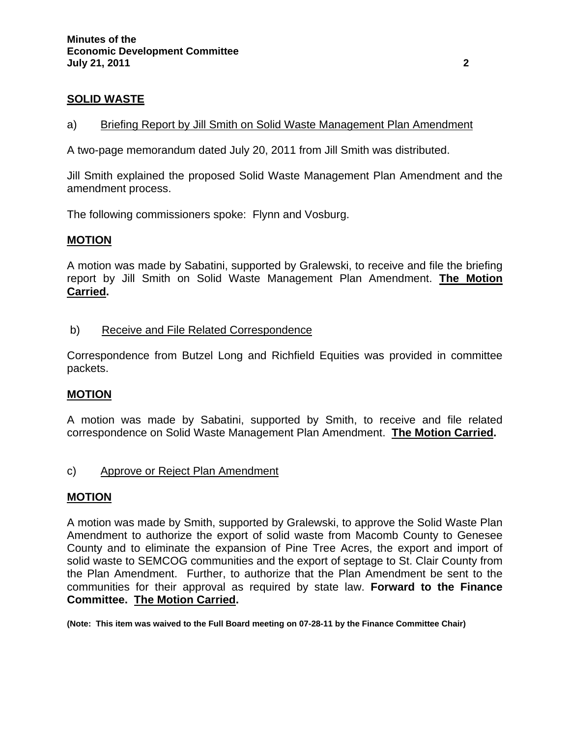## SOLID WASTE

a) Briefing Report by Jill Smith on Solid Waste Management Plan Amendment

A two-page memorandum dated July 20, 2011 from Jill Smith was distributed.

Jill Smith explained the proposed Solid Waste Management Plan Amendment and the amendment process.

The following commissioners spoke: Flynn and Vosburg.

### MOTION

A motion was made by Sabatini, supported by Gralewski, to receive and file the briefing report by Jill Smith on Solid Waste Management Plan Amendment. **The Motion Carried.**

b) Receive and File Related Correspondence

Correspondence from Butzel Long and Richfield Equities was provided in committee packets.

### MOTION

A motion was made by Sabatini, supported by Smith, to receive and file related correspondence on Solid Waste Management Plan Amendment. **The Motion Carried.**

c) Approve or Reject Plan Amendment

### MOTION

A motion was made by Smith, supported by Gralewski, to approve the Solid Waste Plan Amendment to authorize the export of solid waste from Macomb County to Genesee County and to eliminate the expansion of Pine Tree Acres, the export and import of solid waste to SEMCOG communities and the export of septage to St. Clair County from the Plan Amendment. Further, to authorize that the Plan Amendment be sent to the communities for their approval as required by state law. **Forward to the Finance Committee. The Motion Carried.**

**(Note: This item was waived to the Full Board meeting on 07-28-11 by the Finance Committee Chair)**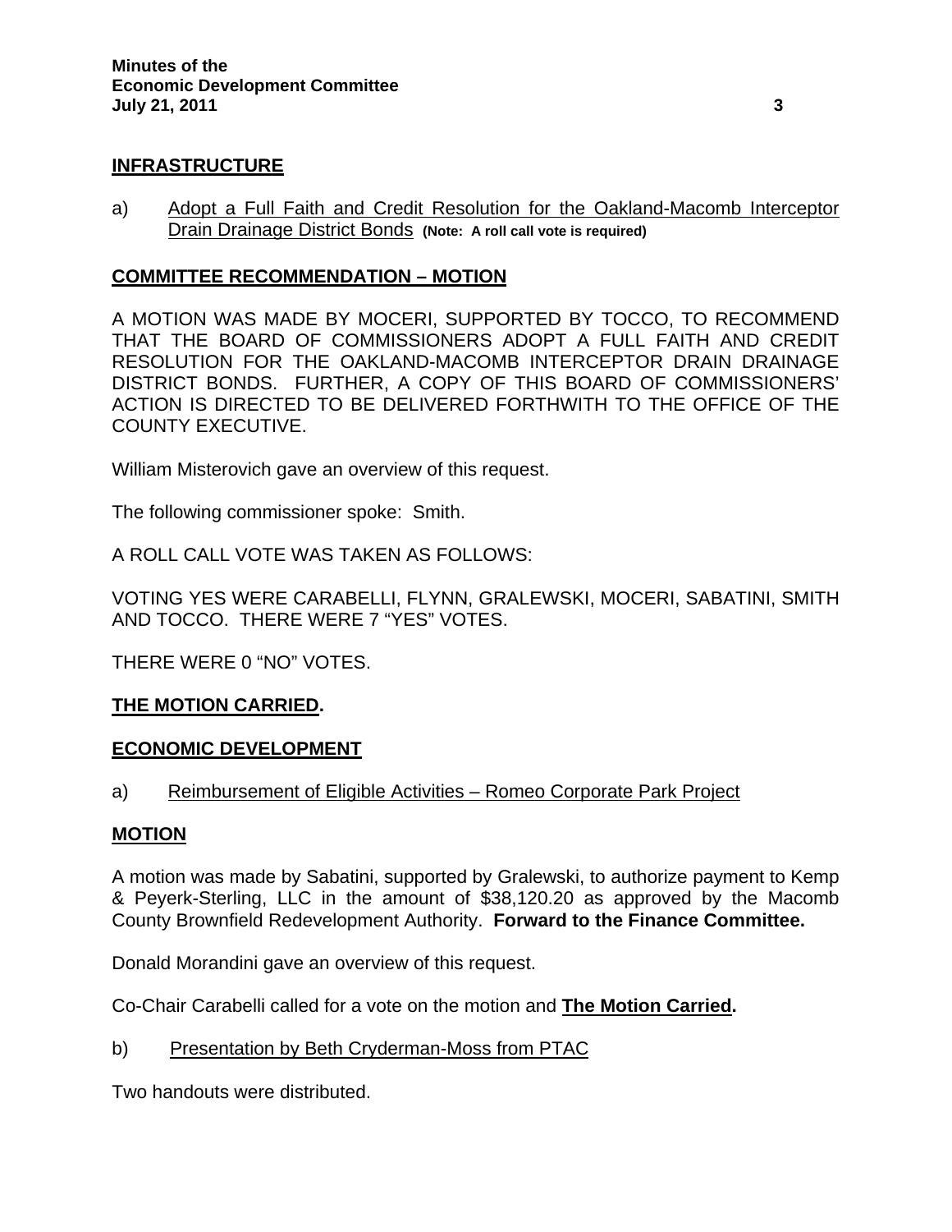## INFRASTRUCTURE

a) Adopt a Full Faith and Credit Resolution for the Oakland-Macomb Interceptor Drain Drainage District Bonds **(Note: A roll call vote is required)**

## COMMITTEE RECOMMENDATION – MOTION

A MOTION WAS MADE BY MOCERI, SUPPORTED BY TOCCO, TO RECOMMEND THAT THE BOARD OF COMMISSIONERS ADOPT A FULL FAITH AND CREDIT RESOLUTION FOR THE OAKLAND-MACOMB INTERCEPTOR DRAIN DRAINAGE DISTRICT BONDS. FURTHER, A COPY OF THIS BOARD OF COMMISSIONERS' ACTION IS DIRECTED TO BE DELIVERED FORTHWITH TO THE OFFICE OF THE COUNTY EXECUTIVE.

William Misterovich gave an overview of this request.

The following commissioner spoke: Smith.

A ROLL CALL VOTE WAS TAKEN AS FOLLOWS:

VOTING YES WERE CARABELLI, FLYNN, GRALEWSKI, MOCERI, SABATINI, SMITH AND TOCCO. THERE WERE 7 "YES" VOTES.

THERE WERE 0 "NO" VOTES.

**THE MOTION CARRIED.**

## ECONOMIC DEVELOPMENT

a) Reimbursement of Eligible Activities – Romeo Corporate Park Project

## MOTION

A motion was made by Sabatini, supported by Gralewski, to authorize payment to Kemp & Peyerk-Sterling, LLC in the amount of $38,120.20 as approved by the Macomb County Brownfield Redevelopment Authority. **Forward to the Finance Committee.**

Donald Morandini gave an overview of this request.

Co-Chair Carabelli called for a vote on the motion and **The Motion Carried.**

b) Presentation by Beth Cryderman-Moss from PTAC

Two handouts were distributed.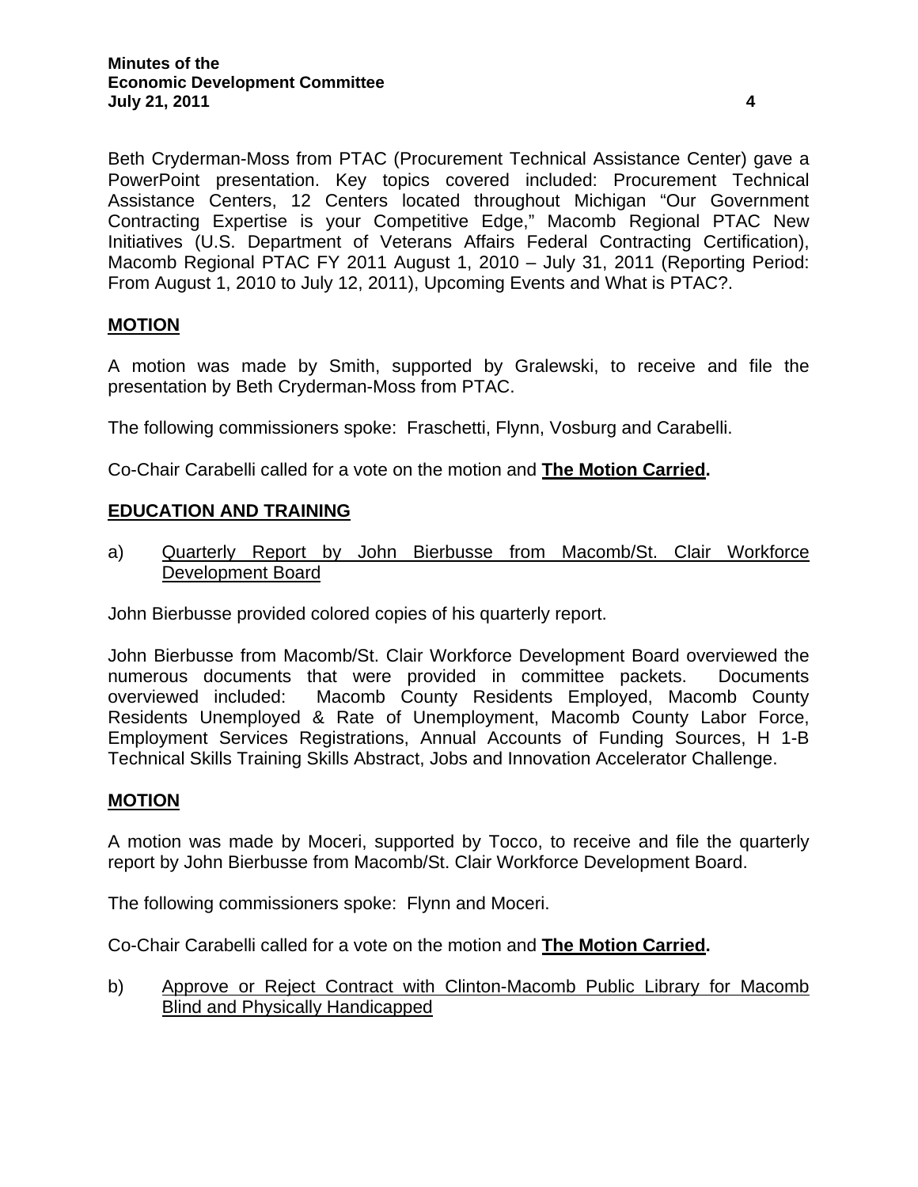Beth Cryderman-Moss from PTAC (Procurement Technical Assistance Center) gave a PowerPoint presentation. Key topics covered included: Procurement Technical Assistance Centers, 12 Centers located throughout Michigan "Our Government Contracting Expertise is your Competitive Edge," Macomb Regional PTAC New Initiatives (U.S. Department of Veterans Affairs Federal Contracting Certification), Macomb Regional PTAC FY 2011 August 1, 2010 – July 31, 2011 (Reporting Period: From August 1, 2010 to July 12, 2011), Upcoming Events and What is PTAC?.

**MOTION**

A motion was made by Smith, supported by Gralewski, to receive and file the presentation by Beth Cryderman-Moss from PTAC.

The following commissioners spoke: Fraschetti, Flynn, Vosburg and Carabelli.

Co-Chair Carabelli called for a vote on the motion and **The Motion Carried.**

**EDUCATION AND TRAINING**

a) Quarterly Report by John Bierbusse from Macomb/St. Clair Workforce Development Board

John Bierbusse provided colored copies of his quarterly report.

John Bierbusse from Macomb/St. Clair Workforce Development Board overviewed the numerous documents that were provided in committee packets. Documents overviewed included: Macomb County Residents Employed, Macomb County Residents Unemployed & Rate of Unemployment, Macomb County Labor Force, Employment Services Registrations, Annual Accounts of Funding Sources, H 1-B Technical Skills Training Skills Abstract, Jobs and Innovation Accelerator Challenge.

**MOTION**

A motion was made by Moceri, supported by Tocco, to receive and file the quarterly report by John Bierbusse from Macomb/St. Clair Workforce Development Board.

The following commissioners spoke: Flynn and Moceri.

Co-Chair Carabelli called for a vote on the motion and **The Motion Carried.**

b) Approve or Reject Contract with Clinton-Macomb Public Library for Macomb Blind and Physically Handicapped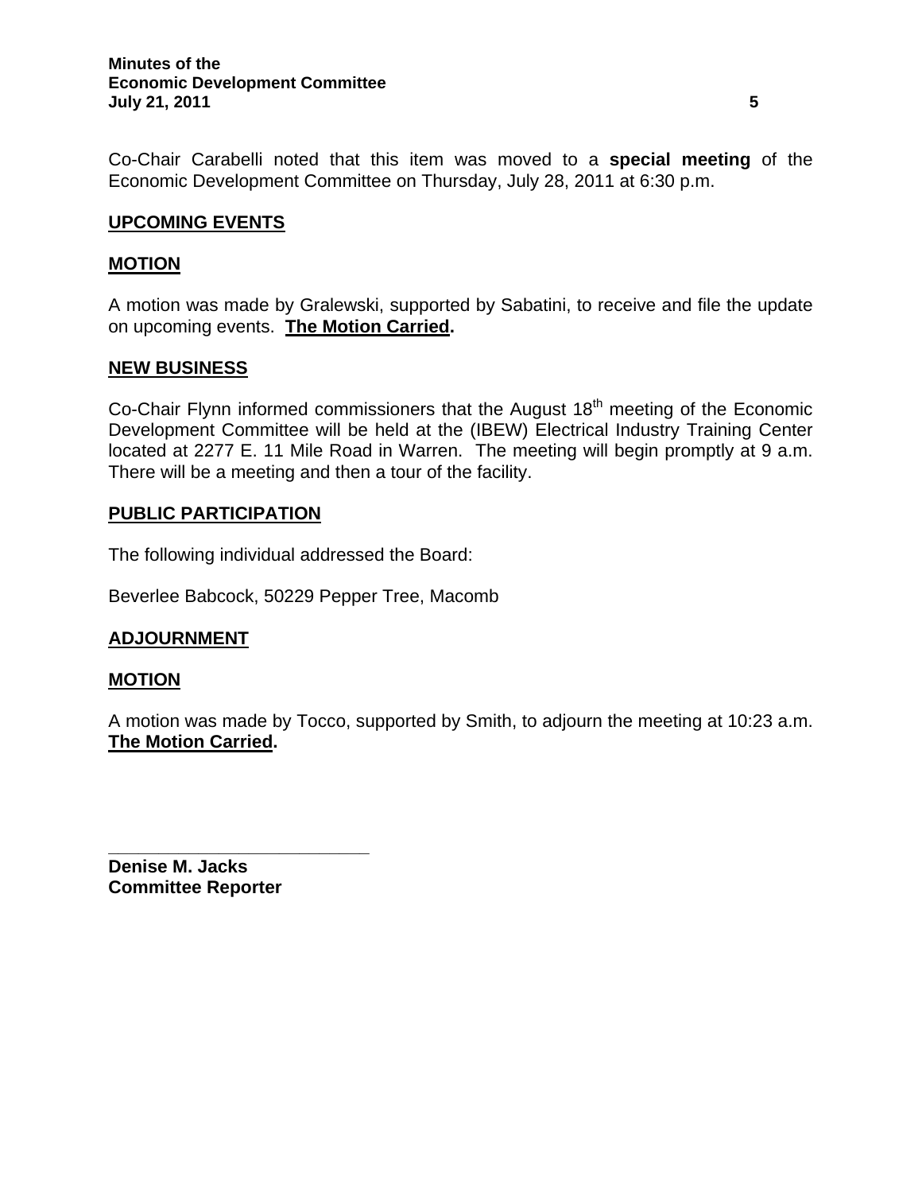Co-Chair Carabelli noted that this item was moved to a **special meeting** of the Economic Development Committee on Thursday, July 28, 2011 at 6:30 p.m.

## UPCOMING EVENTS

### MOTION

A motion was made by Gralewski, supported by Sabatini, to receive and file the update on upcoming events. **The Motion Carried.**

## NEW BUSINESS

Co-Chair Flynn informed commissioners that the August 18th meeting of the Economic Development Committee will be held at the (IBEW) Electrical Industry Training Center located at 2277 E. 11 Mile Road in Warren. The meeting will begin promptly at 9 a.m. There will be a meeting and then a tour of the facility.

## PUBLIC PARTICIPATION

The following individual addressed the Board:

Beverlee Babcock, 50229 Pepper Tree, Macomb

## ADJOURNMENT

### MOTION

A motion was made by Tocco, supported by Smith, to adjourn the meeting at 10:23 a.m. **The Motion Carried.**

\_\_\_\_\_\_\_\_\_\_\_\_\_\_\_\_\_\_\_\_\_\_\_\_\_\_\_\_

**Denise M. Jacks**
**Committee Reporter**